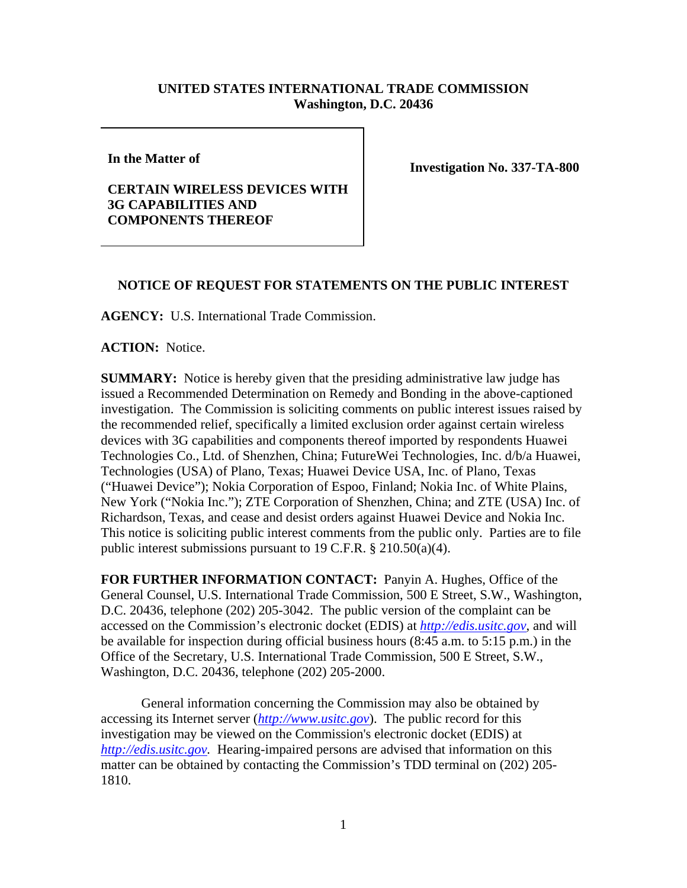**UNITED STATES INTERNATIONAL TRADE COMMISSION**
**Washington, D.C. 20436**

| | |
|---|---|
| **In the Matter of**<br><br>**CERTAIN WIRELESS DEVICES WITH 3G CAPABILITIES AND COMPONENTS THEREOF** | **Investigation No. 337-TA-800** |

## NOTICE OF REQUEST FOR STATEMENTS ON THE PUBLIC INTEREST

**AGENCY:** U.S. International Trade Commission.

**ACTION:** Notice.

**SUMMARY:** Notice is hereby given that the presiding administrative law judge has issued a Recommended Determination on Remedy and Bonding in the above-captioned investigation. The Commission is soliciting comments on public interest issues raised by the recommended relief, specifically a limited exclusion order against certain wireless devices with 3G capabilities and components thereof imported by respondents Huawei Technologies Co., Ltd. of Shenzhen, China; FutureWei Technologies, Inc. d/b/a Huawei, Technologies (USA) of Plano, Texas; Huawei Device USA, Inc. of Plano, Texas ("Huawei Device"); Nokia Corporation of Espoo, Finland; Nokia Inc. of White Plains, New York ("Nokia Inc."); ZTE Corporation of Shenzhen, China; and ZTE (USA) Inc. of Richardson, Texas, and cease and desist orders against Huawei Device and Nokia Inc. This notice is soliciting public interest comments from the public only. Parties are to file public interest submissions pursuant to 19 C.F.R. § 210.50(a)(4).

**FOR FURTHER INFORMATION CONTACT:** Panyin A. Hughes, Office of the General Counsel, U.S. International Trade Commission, 500 E Street, S.W., Washington, D.C. 20436, telephone (202) 205-3042. The public version of the complaint can be accessed on the Commission's electronic docket (EDIS) at *http://edis.usitc.gov*, and will be available for inspection during official business hours (8:45 a.m. to 5:15 p.m.) in the Office of the Secretary, U.S. International Trade Commission, 500 E Street, S.W., Washington, D.C. 20436, telephone (202) 205-2000.

General information concerning the Commission may also be obtained by accessing its Internet server (*http://www.usitc.gov*). The public record for this investigation may be viewed on the Commission's electronic docket (EDIS) at *http://edis.usitc.gov*. Hearing-impaired persons are advised that information on this matter can be obtained by contacting the Commission's TDD terminal on (202) 205-1810.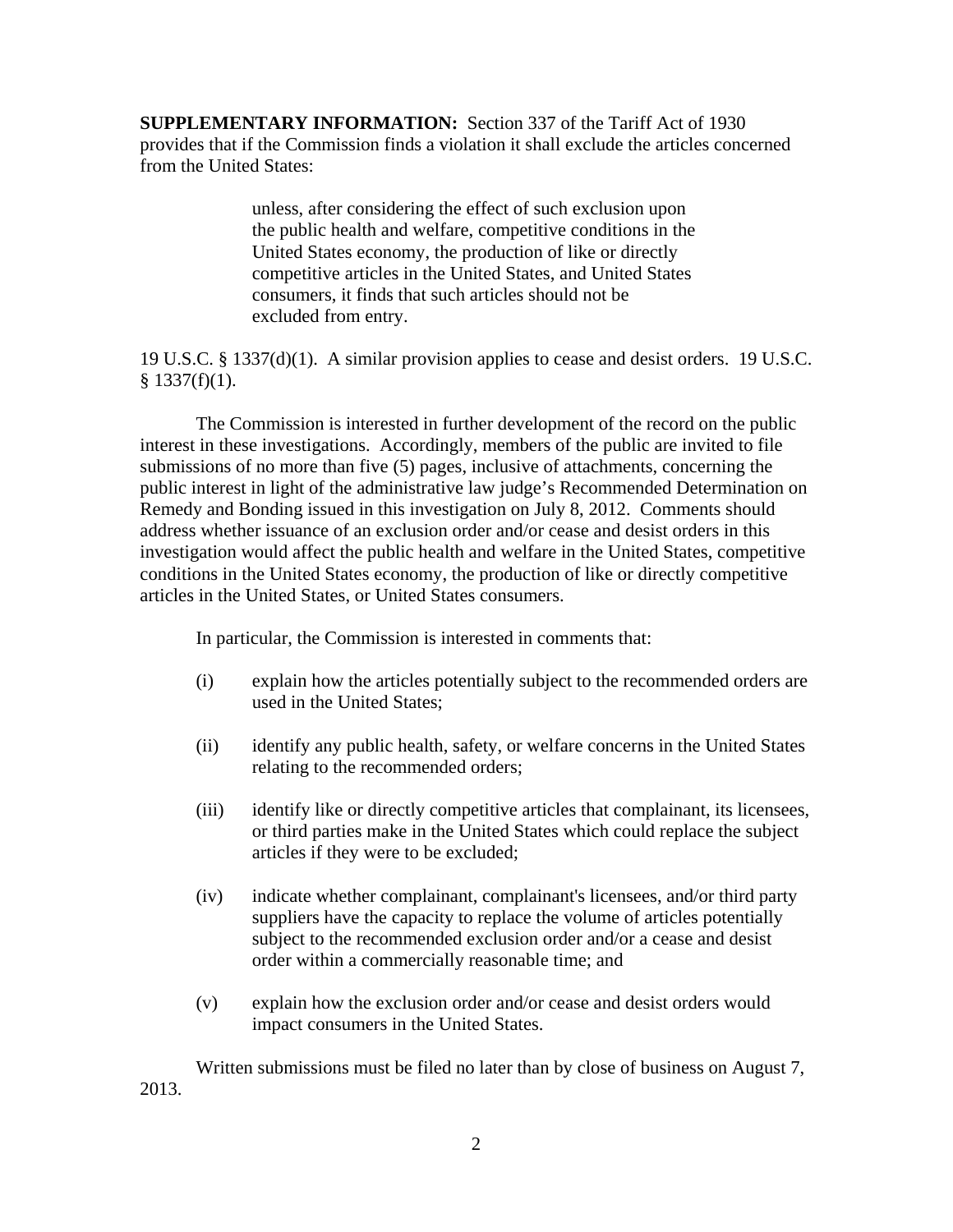**SUPPLEMENTARY INFORMATION:** Section 337 of the Tariff Act of 1930 provides that if the Commission finds a violation it shall exclude the articles concerned from the United States:

> unless, after considering the effect of such exclusion upon the public health and welfare, competitive conditions in the United States economy, the production of like or directly competitive articles in the United States, and United States consumers, it finds that such articles should not be excluded from entry.

19 U.S.C. § 1337(d)(1). A similar provision applies to cease and desist orders. 19 U.S.C. § 1337(f)(1).

The Commission is interested in further development of the record on the public interest in these investigations. Accordingly, members of the public are invited to file submissions of no more than five (5) pages, inclusive of attachments, concerning the public interest in light of the administrative law judge's Recommended Determination on Remedy and Bonding issued in this investigation on July 8, 2012. Comments should address whether issuance of an exclusion order and/or cease and desist orders in this investigation would affect the public health and welfare in the United States, competitive conditions in the United States economy, the production of like or directly competitive articles in the United States, or United States consumers.

In particular, the Commission is interested in comments that:

(i) explain how the articles potentially subject to the recommended orders are used in the United States;

(ii) identify any public health, safety, or welfare concerns in the United States relating to the recommended orders;

(iii) identify like or directly competitive articles that complainant, its licensees, or third parties make in the United States which could replace the subject articles if they were to be excluded;

(iv) indicate whether complainant, complainant's licensees, and/or third party suppliers have the capacity to replace the volume of articles potentially subject to the recommended exclusion order and/or a cease and desist order within a commercially reasonable time; and

(v) explain how the exclusion order and/or cease and desist orders would impact consumers in the United States.

Written submissions must be filed no later than by close of business on August 7, 2013.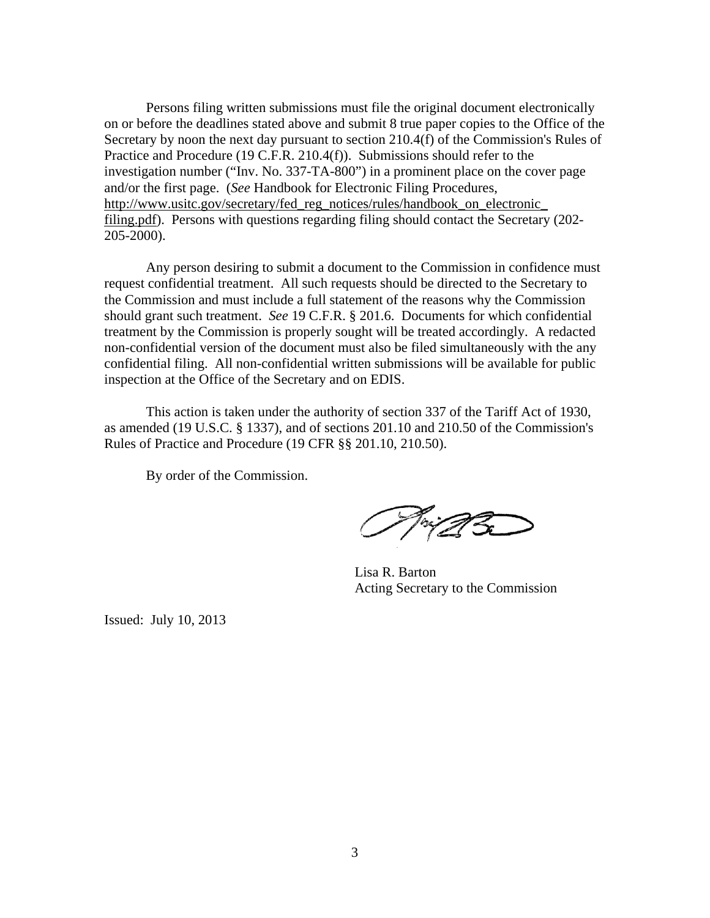Persons filing written submissions must file the original document electronically on or before the deadlines stated above and submit 8 true paper copies to the Office of the Secretary by noon the next day pursuant to section 210.4(f) of the Commission's Rules of Practice and Procedure (19 C.F.R. 210.4(f)). Submissions should refer to the investigation number ("Inv. No. 337-TA-800") in a prominent place on the cover page and/or the first page. (*See* Handbook for Electronic Filing Procedures, http://www.usitc.gov/secretary/fed_reg_notices/rules/handbook_on_electronic_filing.pdf). Persons with questions regarding filing should contact the Secretary (202-205-2000).

Any person desiring to submit a document to the Commission in confidence must request confidential treatment. All such requests should be directed to the Secretary to the Commission and must include a full statement of the reasons why the Commission should grant such treatment. *See* 19 C.F.R. § 201.6. Documents for which confidential treatment by the Commission is properly sought will be treated accordingly. A redacted non-confidential version of the document must also be filed simultaneously with the any confidential filing. All non-confidential written submissions will be available for public inspection at the Office of the Secretary and on EDIS.

This action is taken under the authority of section 337 of the Tariff Act of 1930, as amended (19 U.S.C. § 1337), and of sections 201.10 and 210.50 of the Commission's Rules of Practice and Procedure (19 CFR §§ 201.10, 210.50).

By order of the Commission.

Lisa R. Barton
Acting Secretary to the Commission

Issued: July 10, 2013